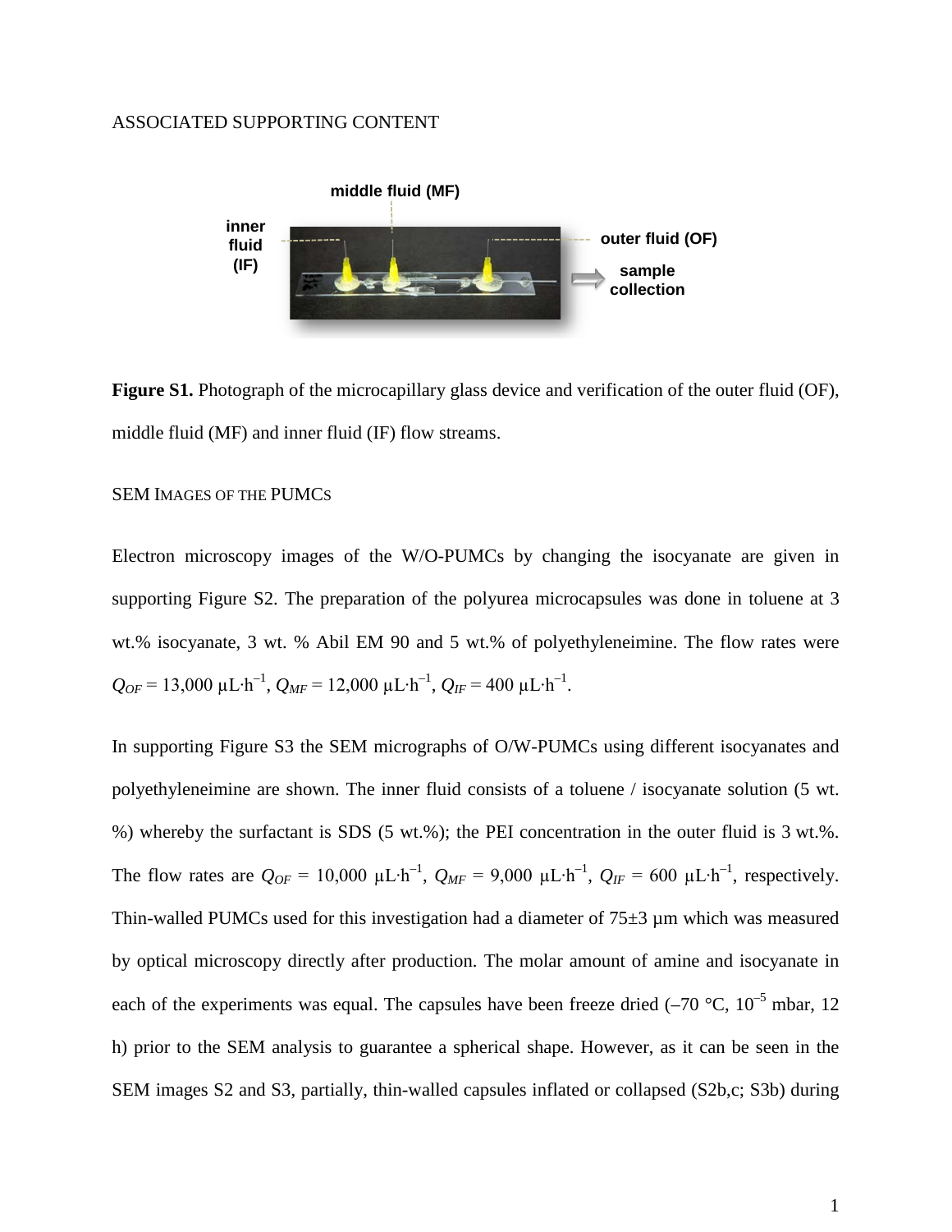ASSOCIATED SUPPORTING CONTENT

**Figure S1.** Photograph of the microcapillary glass device and verification of the outer fluid (OF), middle fluid (MF) and inner fluid (IF) flow streams.

## SEM IMAGES OF THE PUMCS

Electron microscopy images of the W/O-PUMCs by changing the isocyanate are given in supporting Figure S2. The preparation of the polyurea microcapsules was done in toluene at 3 wt.% isocyanate, 3 wt. % Abil EM 90 and 5 wt.% of polyethyleneimine. The flow rates were $Q_{OF}$ = 13,000 μL·h$^{-1}$, $Q_{MF}$ = 12,000 μL·h$^{-1}$, $Q_{IF}$ = 400 μL·h$^{-1}$.

In supporting Figure S3 the SEM micrographs of O/W-PUMCs using different isocyanates and polyethyleneimine are shown. The inner fluid consists of a toluene / isocyanate solution (5 wt. %) whereby the surfactant is SDS (5 wt.%); the PEI concentration in the outer fluid is 3 wt.%. The flow rates are $Q_{OF}$ = 10,000 μL·h$^{-1}$, $Q_{MF}$ = 9,000 μL·h$^{-1}$, $Q_{IF}$ = 600 μL·h$^{-1}$, respectively. Thin-walled PUMCs used for this investigation had a diameter of 75±3 μm which was measured by optical microscopy directly after production. The molar amount of amine and isocyanate in each of the experiments was equal. The capsules have been freeze dried (–70 °C, $10^{-5}$ mbar, 12 h) prior to the SEM analysis to guarantee a spherical shape. However, as it can be seen in the SEM images S2 and S3, partially, thin-walled capsules inflated or collapsed (S2b,c; S3b) during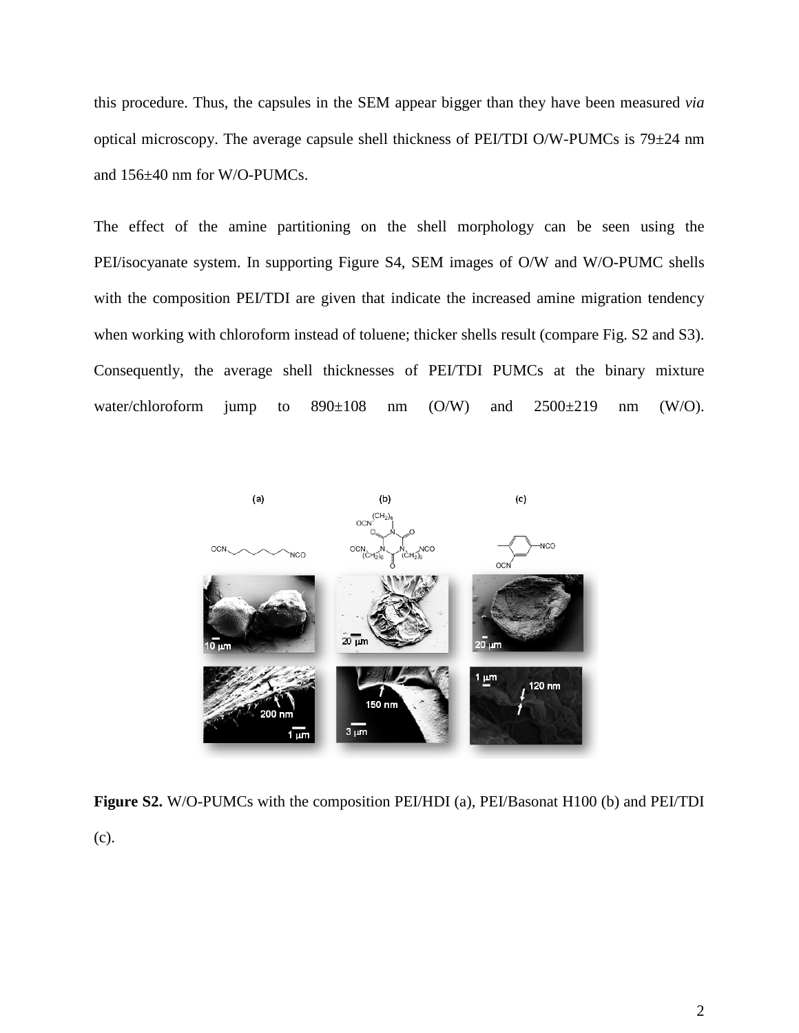this procedure. Thus, the capsules in the SEM appear bigger than they have been measured *via* optical microscopy. The average capsule shell thickness of PEI/TDI O/W-PUMCs is 79±24 nm and 156±40 nm for W/O-PUMCs.

The effect of the amine partitioning on the shell morphology can be seen using the PEI/isocyanate system. In supporting Figure S4, SEM images of O/W and W/O-PUMC shells with the composition PEI/TDI are given that indicate the increased amine migration tendency when working with chloroform instead of toluene; thicker shells result (compare Fig. S2 and S3). Consequently, the average shell thicknesses of PEI/TDI PUMCs at the binary mixture water/chloroform jump to 890±108 nm (O/W) and 2500±219 nm (W/O).

**Figure S2.** W/O-PUMCs with the composition PEI/HDI (a), PEI/Basonat H100 (b) and PEI/TDI (c).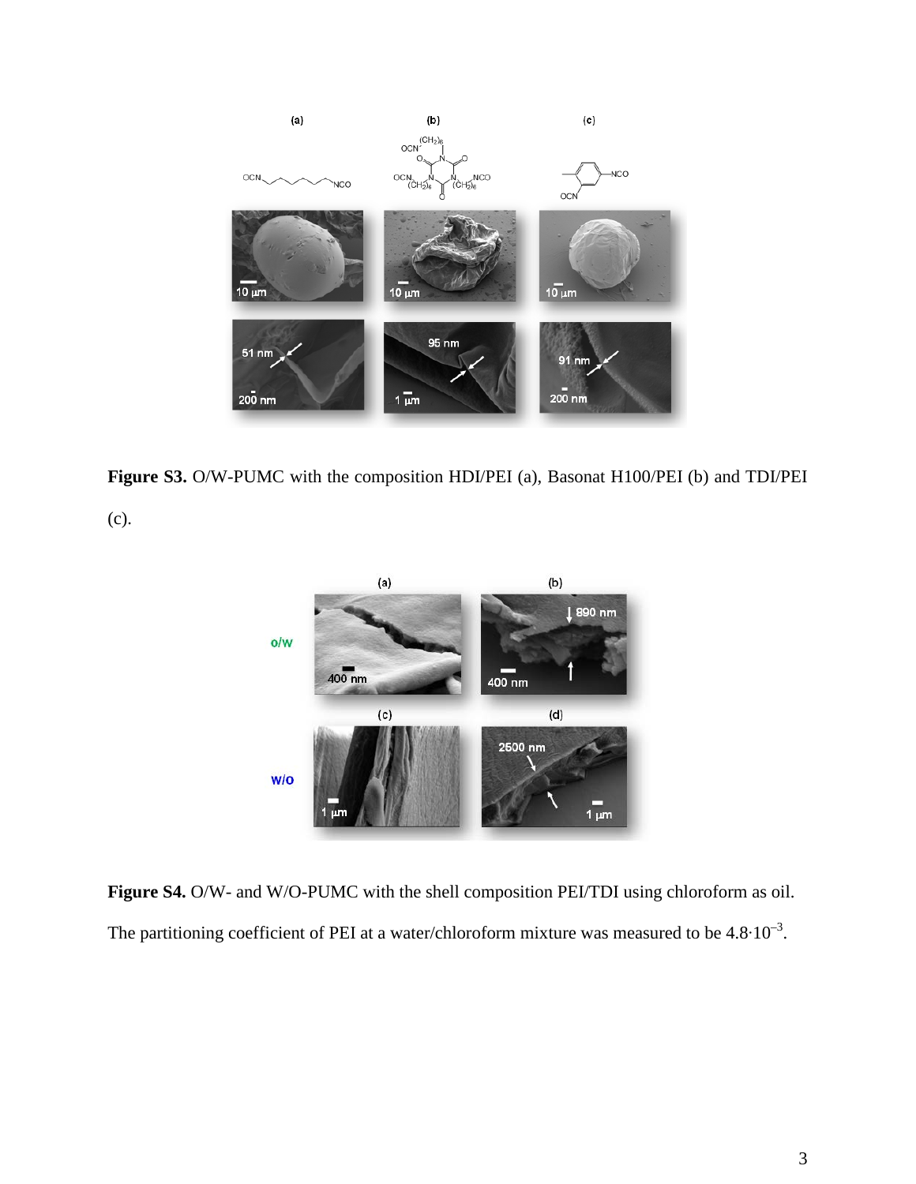**Figure S3.** O/W-PUMC with the composition HDI/PEI (a), Basonat H100/PEI (b) and TDI/PEI (c).

**Figure S4.** O/W- and W/O-PUMC with the shell composition PEI/TDI using chloroform as oil. The partitioning coefficient of PEI at a water/chloroform mixture was measured to be $4.8 \cdot 10^{-3}$.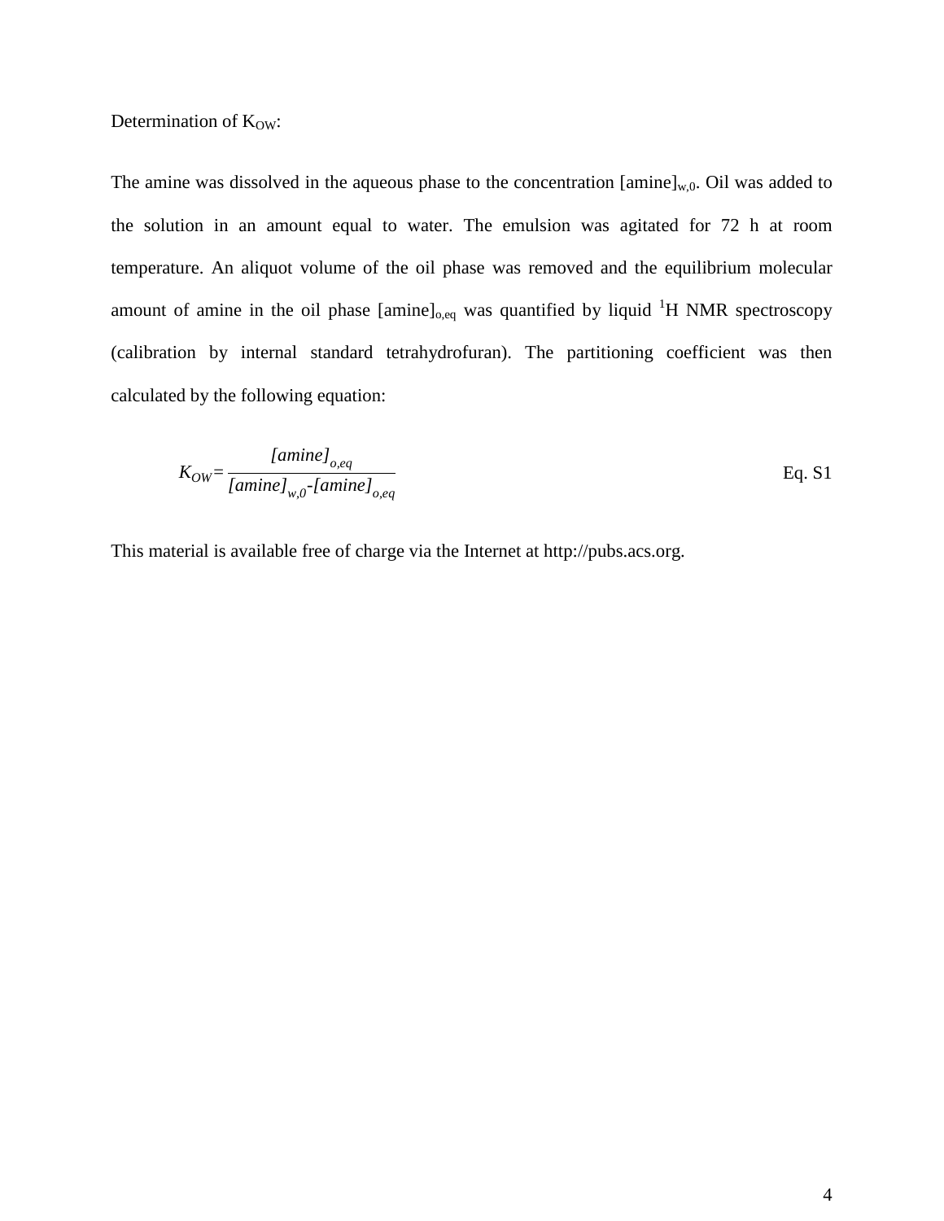Determination of $K_{OW}$:

The amine was dissolved in the aqueous phase to the concentration $[amine]_{w,0}$. Oil was added to the solution in an amount equal to water. The emulsion was agitated for 72 h at room temperature. An aliquot volume of the oil phase was removed and the equilibrium molecular amount of amine in the oil phase $[amine]_{o,eq}$ was quantified by liquid $^{1}$H NMR spectroscopy (calibration by internal standard tetrahydrofuran). The partitioning coefficient was then calculated by the following equation:

$$K_{OW} = \frac{[amine]_{o,eq}}{[amine]_{w,0} - [amine]_{o,eq}} \quad \text{Eq. S1}$$

This material is available free of charge via the Internet at http://pubs.acs.org.